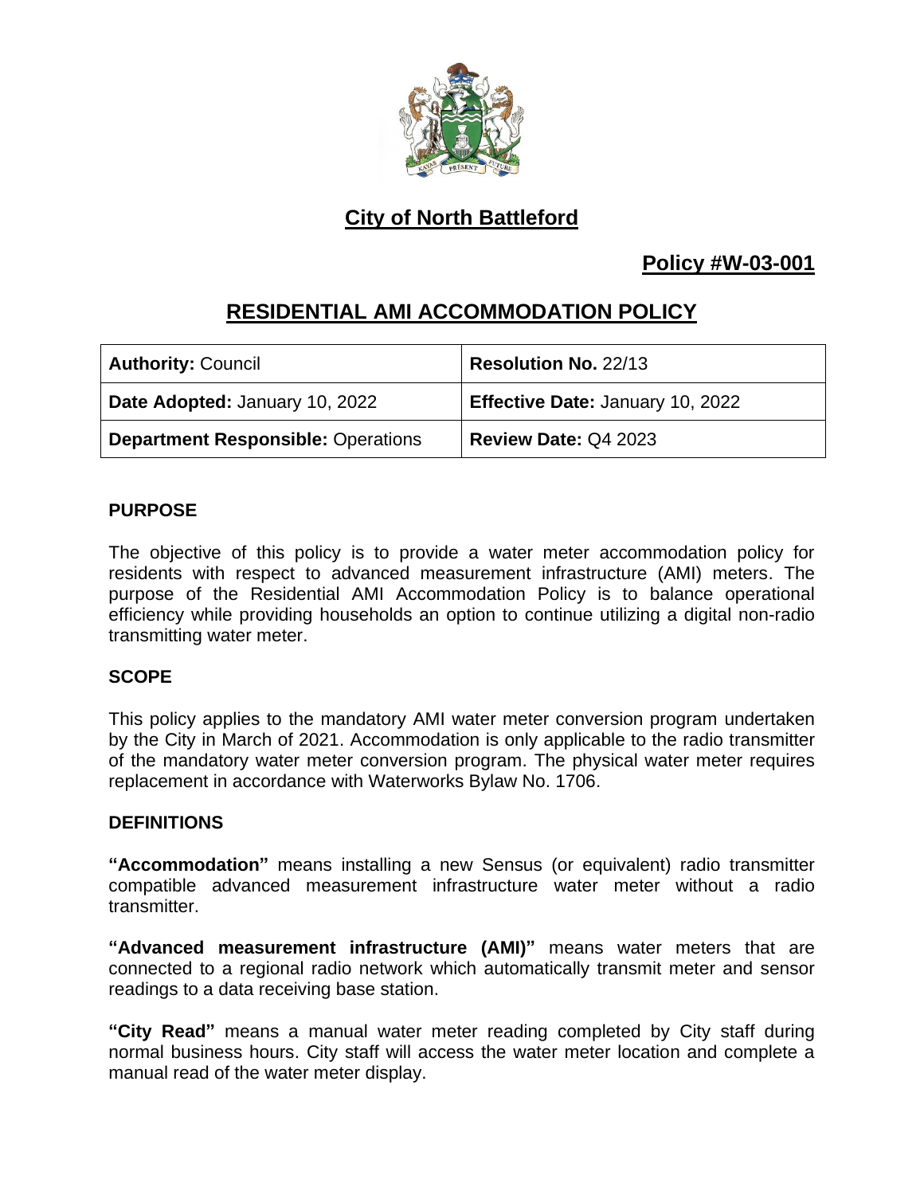# City of North Battleford

## Policy #W-03-001

## RESIDENTIAL AMI ACCOMMODATION POLICY

| **Authority:** Council | **Resolution No.** 22/13 |
|---|---|
| **Date Adopted:** January 10, 2022 | **Effective Date:** January 10, 2022 |
| **Department Responsible:** Operations | **Review Date:** Q4 2023 |

### PURPOSE

The objective of this policy is to provide a water meter accommodation policy for residents with respect to advanced measurement infrastructure (AMI) meters. The purpose of the Residential AMI Accommodation Policy is to balance operational efficiency while providing households an option to continue utilizing a digital non-radio transmitting water meter.

### SCOPE

This policy applies to the mandatory AMI water meter conversion program undertaken by the City in March of 2021. Accommodation is only applicable to the radio transmitter of the mandatory water meter conversion program. The physical water meter requires replacement in accordance with Waterworks Bylaw No. 1706.

### DEFINITIONS

**"Accommodation"** means installing a new Sensus (or equivalent) radio transmitter compatible advanced measurement infrastructure water meter without a radio transmitter.

**"Advanced measurement infrastructure (AMI)"** means water meters that are connected to a regional radio network which automatically transmit meter and sensor readings to a data receiving base station.

**"City Read"** means a manual water meter reading completed by City staff during normal business hours. City staff will access the water meter location and complete a manual read of the water meter display.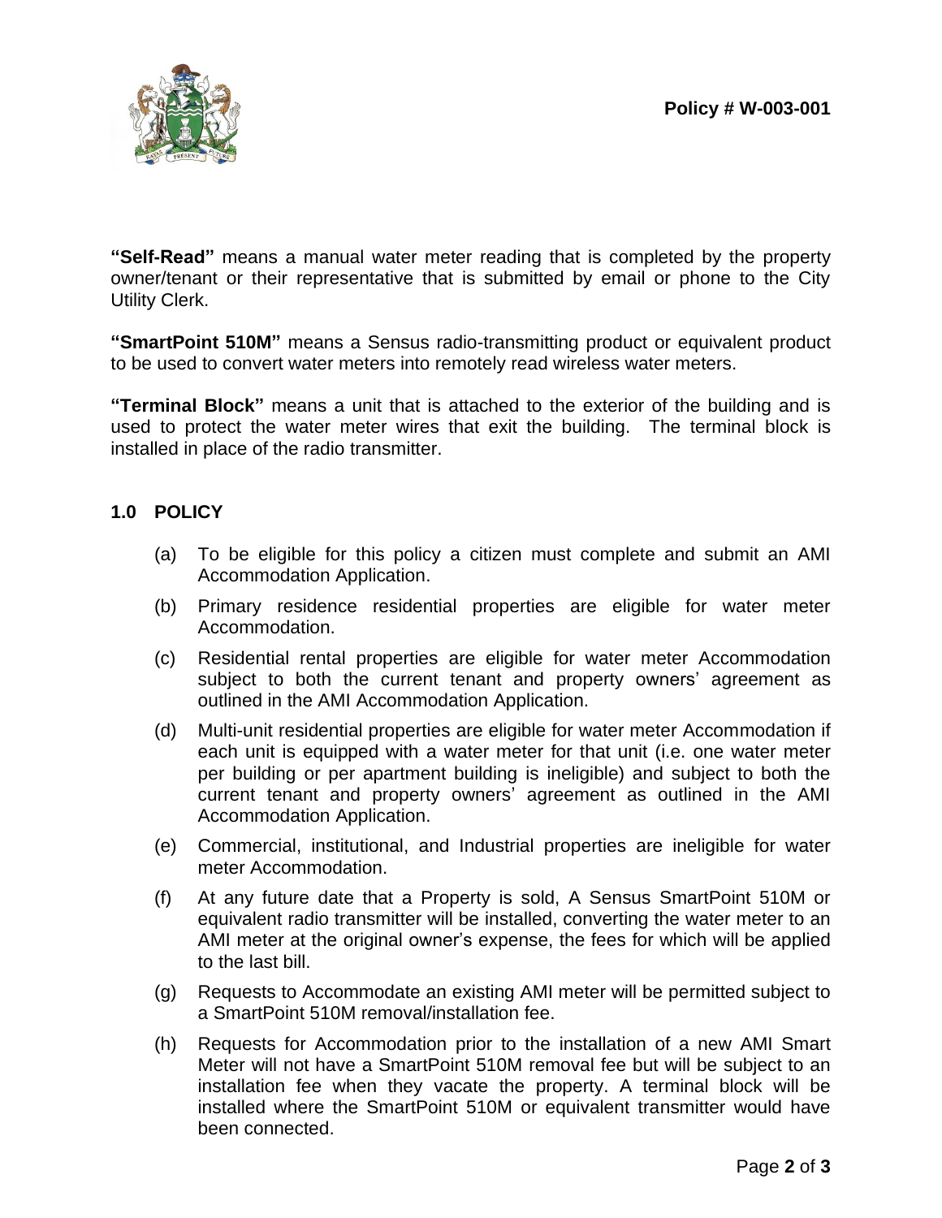**"Self-Read"** means a manual water meter reading that is completed by the property owner/tenant or their representative that is submitted by email or phone to the City Utility Clerk.

**"SmartPoint 510M"** means a Sensus radio-transmitting product or equivalent product to be used to convert water meters into remotely read wireless water meters.

**"Terminal Block"** means a unit that is attached to the exterior of the building and is used to protect the water meter wires that exit the building. The terminal block is installed in place of the radio transmitter.

## 1.0 POLICY

(a) To be eligible for this policy a citizen must complete and submit an AMI Accommodation Application.

(b) Primary residence residential properties are eligible for water meter Accommodation.

(c) Residential rental properties are eligible for water meter Accommodation subject to both the current tenant and property owners' agreement as outlined in the AMI Accommodation Application.

(d) Multi-unit residential properties are eligible for water meter Accommodation if each unit is equipped with a water meter for that unit (i.e. one water meter per building or per apartment building is ineligible) and subject to both the current tenant and property owners' agreement as outlined in the AMI Accommodation Application.

(e) Commercial, institutional, and Industrial properties are ineligible for water meter Accommodation.

(f) At any future date that a Property is sold, A Sensus SmartPoint 510M or equivalent radio transmitter will be installed, converting the water meter to an AMI meter at the original owner's expense, the fees for which will be applied to the last bill.

(g) Requests to Accommodate an existing AMI meter will be permitted subject to a SmartPoint 510M removal/installation fee.

(h) Requests for Accommodation prior to the installation of a new AMI Smart Meter will not have a SmartPoint 510M removal fee but will be subject to an installation fee when they vacate the property. A terminal block will be installed where the SmartPoint 510M or equivalent transmitter would have been connected.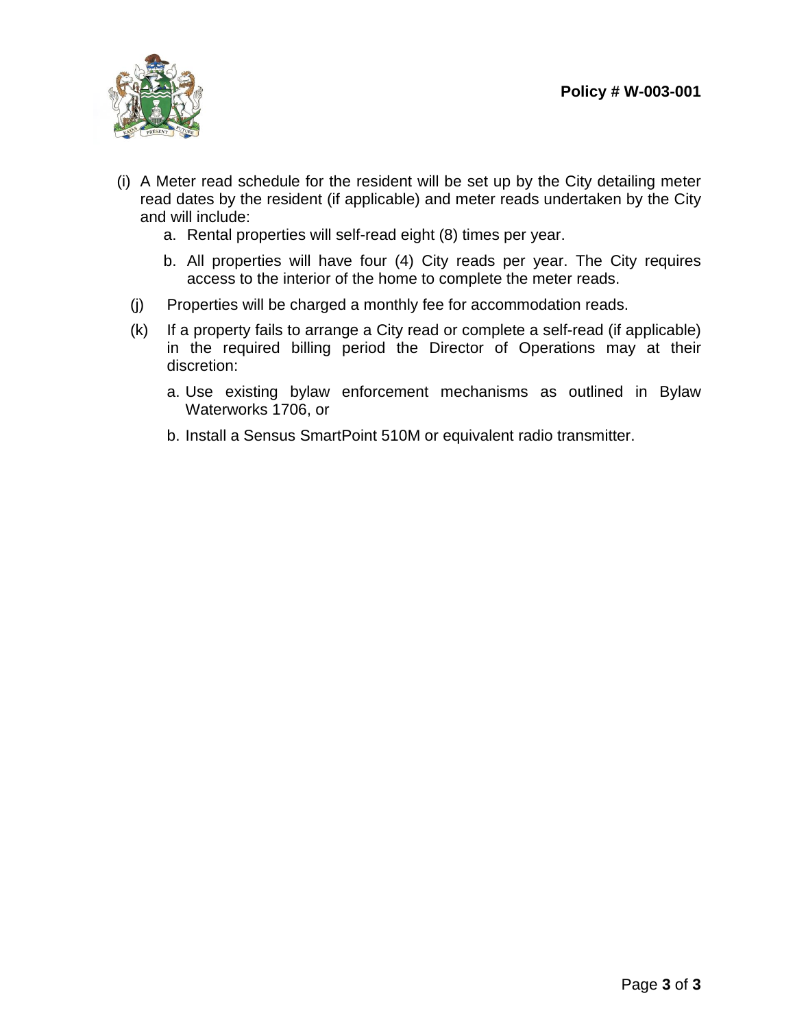(i) A Meter read schedule for the resident will be set up by the City detailing meter read dates by the resident (if applicable) and meter reads undertaken by the City and will include:

   a. Rental properties will self-read eight (8) times per year.

   b. All properties will have four (4) City reads per year. The City requires access to the interior of the home to complete the meter reads.

(j) Properties will be charged a monthly fee for accommodation reads.

(k) If a property fails to arrange a City read or complete a self-read (if applicable) in the required billing period the Director of Operations may at their discretion:

   a. Use existing bylaw enforcement mechanisms as outlined in Bylaw Waterworks 1706, or

   b. Install a Sensus SmartPoint 510M or equivalent radio transmitter.